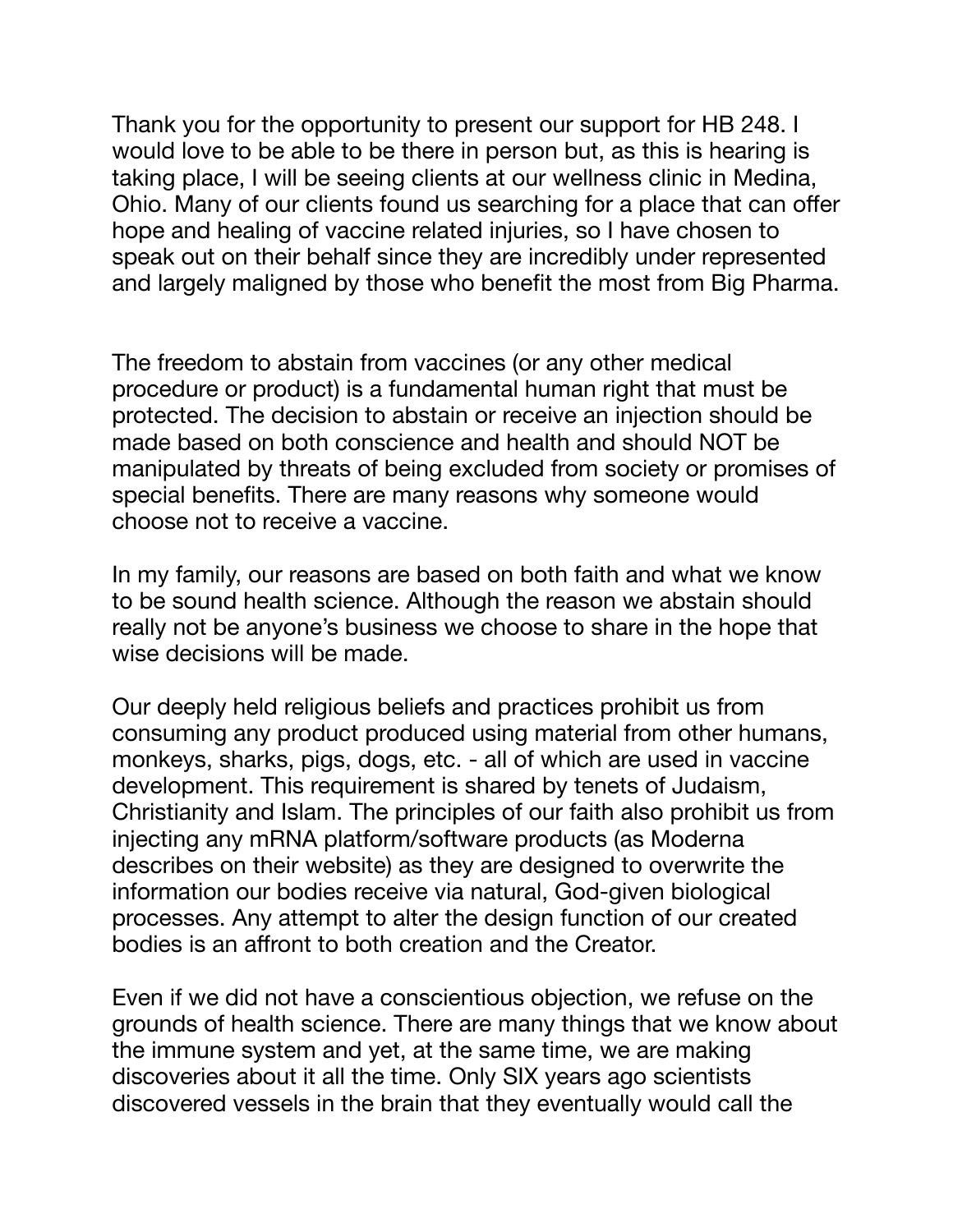Thank you for the opportunity to present our support for HB 248. I would love to be able to be there in person but, as this is hearing is taking place, I will be seeing clients at our wellness clinic in Medina, Ohio. Many of our clients found us searching for a place that can offer hope and healing of vaccine related injuries, so I have chosen to speak out on their behalf since they are incredibly under represented and largely maligned by those who benefit the most from Big Pharma.

The freedom to abstain from vaccines (or any other medical procedure or product) is a fundamental human right that must be protected. The decision to abstain or receive an injection should be made based on both conscience and health and should NOT be manipulated by threats of being excluded from society or promises of special benefits. There are many reasons why someone would choose not to receive a vaccine.

In my family, our reasons are based on both faith and what we know to be sound health science. Although the reason we abstain should really not be anyone's business we choose to share in the hope that wise decisions will be made.

Our deeply held religious beliefs and practices prohibit us from consuming any product produced using material from other humans, monkeys, sharks, pigs, dogs, etc. - all of which are used in vaccine development. This requirement is shared by tenets of Judaism, Christianity and Islam. The principles of our faith also prohibit us from injecting any mRNA platform/software products (as Moderna describes on their website) as they are designed to overwrite the information our bodies receive via natural, God-given biological processes. Any attempt to alter the design function of our created bodies is an affront to both creation and the Creator.

Even if we did not have a conscientious objection, we refuse on the grounds of health science. There are many things that we know about the immune system and yet, at the same time, we are making discoveries about it all the time. Only SIX years ago scientists discovered vessels in the brain that they eventually would call the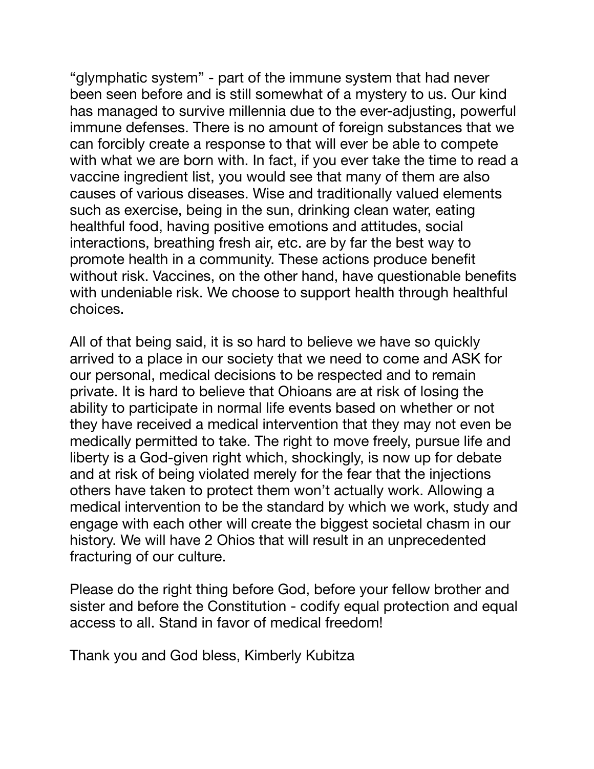"glymphatic system" - part of the immune system that had never been seen before and is still somewhat of a mystery to us. Our kind has managed to survive millennia due to the ever-adjusting, powerful immune defenses. There is no amount of foreign substances that we can forcibly create a response to that will ever be able to compete with what we are born with. In fact, if you ever take the time to read a vaccine ingredient list, you would see that many of them are also causes of various diseases. Wise and traditionally valued elements such as exercise, being in the sun, drinking clean water, eating healthful food, having positive emotions and attitudes, social interactions, breathing fresh air, etc. are by far the best way to promote health in a community. These actions produce benefit without risk. Vaccines, on the other hand, have questionable benefits with undeniable risk. We choose to support health through healthful choices.

All of that being said, it is so hard to believe we have so quickly arrived to a place in our society that we need to come and ASK for our personal, medical decisions to be respected and to remain private. It is hard to believe that Ohioans are at risk of losing the ability to participate in normal life events based on whether or not they have received a medical intervention that they may not even be medically permitted to take. The right to move freely, pursue life and liberty is a God-given right which, shockingly, is now up for debate and at risk of being violated merely for the fear that the injections others have taken to protect them won't actually work. Allowing a medical intervention to be the standard by which we work, study and engage with each other will create the biggest societal chasm in our history. We will have 2 Ohios that will result in an unprecedented fracturing of our culture.

Please do the right thing before God, before your fellow brother and sister and before the Constitution - codify equal protection and equal access to all. Stand in favor of medical freedom!

Thank you and God bless, Kimberly Kubitza